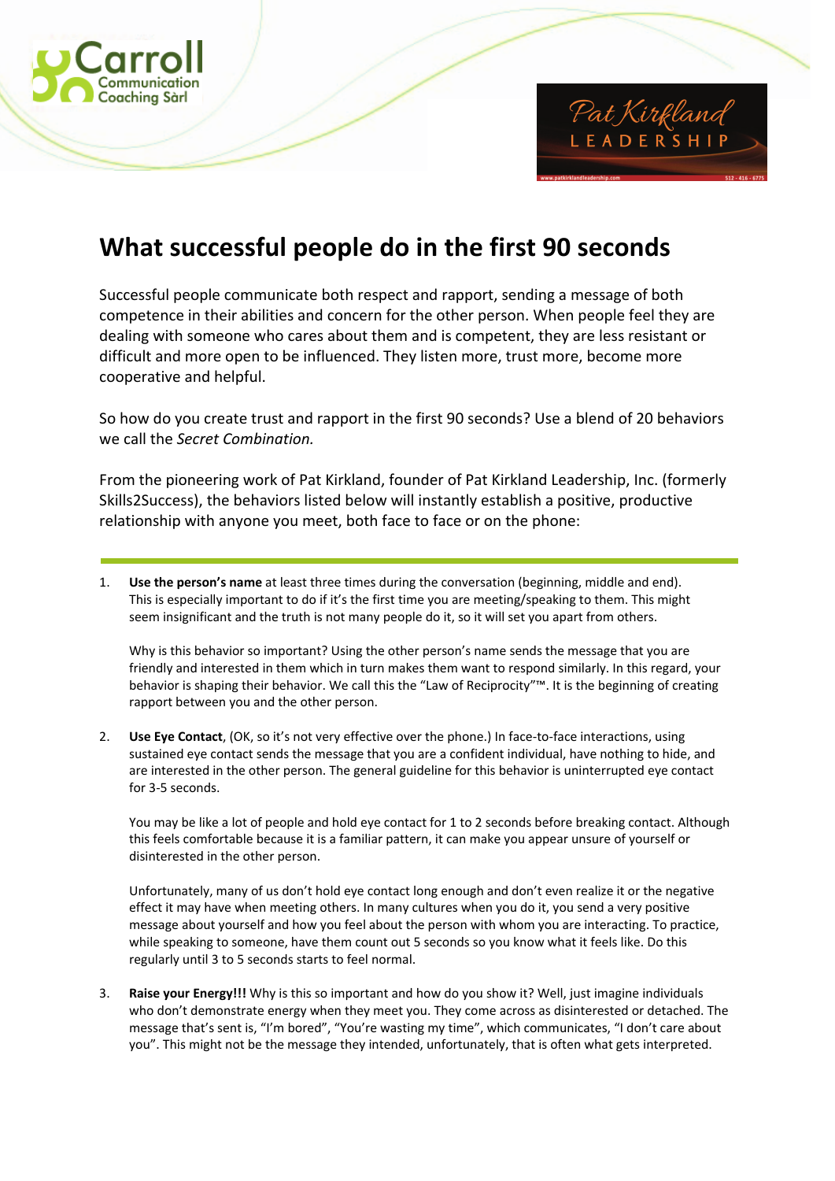# What successful people do in the first 90 seconds

Successful people communicate both respect and rapport, sending a message of both competence in their abilities and concern for the other person. When people feel they are dealing with someone who cares about them and is competent, they are less resistant or difficult and more open to be influenced. They listen more, trust more, become more cooperative and helpful.

So how do you create trust and rapport in the first 90 seconds? Use a blend of 20 behaviors we call the *Secret Combination.*

From the pioneering work of Pat Kirkland, founder of Pat Kirkland Leadership, Inc. (formerly Skills2Success), the behaviors listed below will instantly establish a positive, productive relationship with anyone you meet, both face to face or on the phone:

---

1. **Use the person's name** at least three times during the conversation (beginning, middle and end). This is especially important to do if it's the first time you are meeting/speaking to them. This might seem insignificant and the truth is not many people do it, so it will set you apart from others.

   Why is this behavior so important? Using the other person's name sends the message that you are friendly and interested in them which in turn makes them want to respond similarly. In this regard, your behavior is shaping their behavior. We call this the "Law of Reciprocity"™. It is the beginning of creating rapport between you and the other person.

2. **Use Eye Contact**, (OK, so it's not very effective over the phone.) In face-to-face interactions, using sustained eye contact sends the message that you are a confident individual, have nothing to hide, and are interested in the other person. The general guideline for this behavior is uninterrupted eye contact for 3-5 seconds.

   You may be like a lot of people and hold eye contact for 1 to 2 seconds before breaking contact. Although this feels comfortable because it is a familiar pattern, it can make you appear unsure of yourself or disinterested in the other person.

   Unfortunately, many of us don't hold eye contact long enough and don't even realize it or the negative effect it may have when meeting others. In many cultures when you do it, you send a very positive message about yourself and how you feel about the person with whom you are interacting. To practice, while speaking to someone, have them count out 5 seconds so you know what it feels like. Do this regularly until 3 to 5 seconds starts to feel normal.

3. **Raise your Energy!!!** Why is this so important and how do you show it? Well, just imagine individuals who don't demonstrate energy when they meet you. They come across as disinterested or detached. The message that's sent is, "I'm bored", "You're wasting my time", which communicates, "I don't care about you". This might not be the message they intended, unfortunately, that is often what gets interpreted.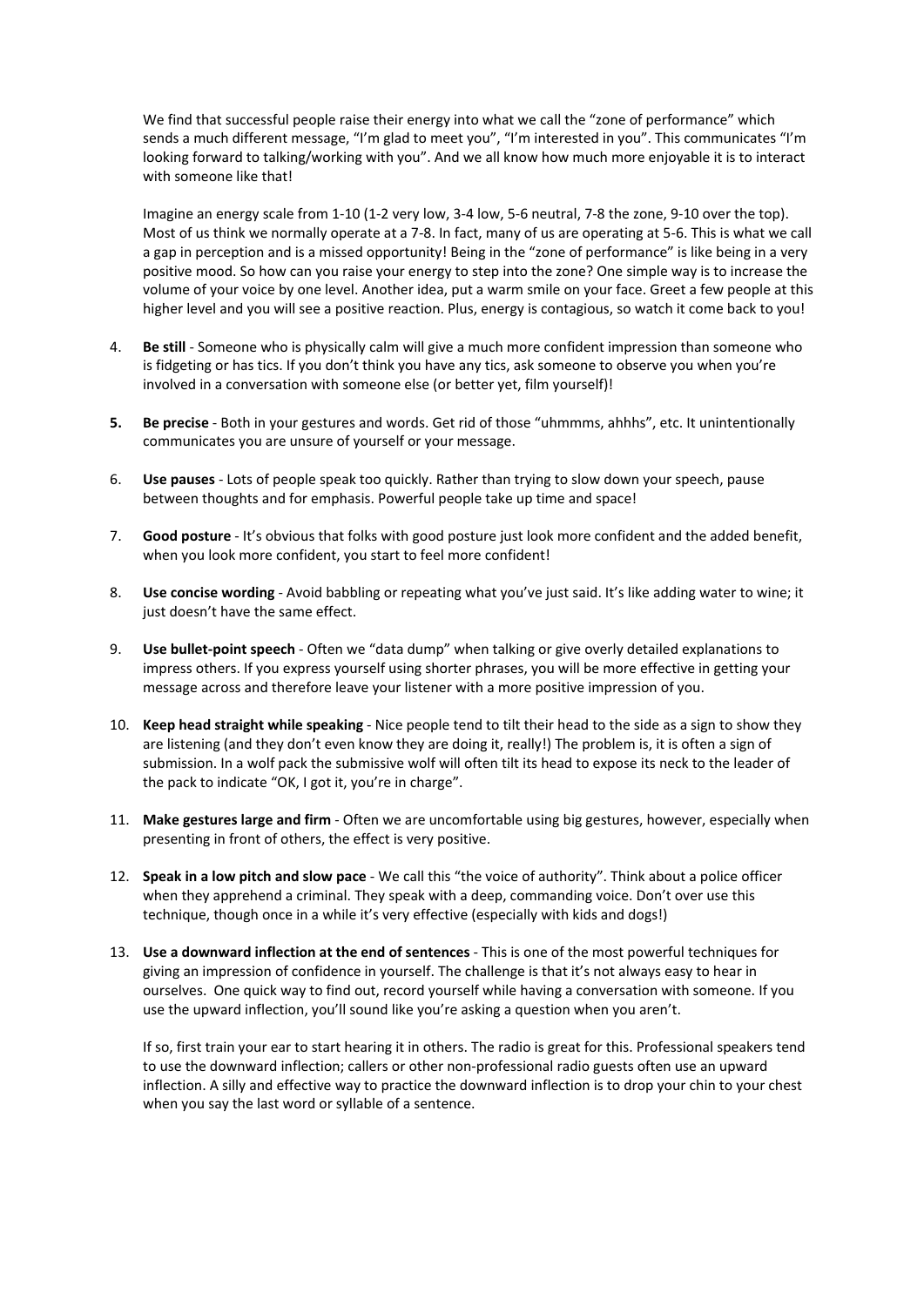We find that successful people raise their energy into what we call the "zone of performance" which sends a much different message, "I'm glad to meet you", "I'm interested in you". This communicates "I'm looking forward to talking/working with you". And we all know how much more enjoyable it is to interact with someone like that!

Imagine an energy scale from 1-10 (1-2 very low, 3-4 low, 5-6 neutral, 7-8 the zone, 9-10 over the top). Most of us think we normally operate at a 7-8. In fact, many of us are operating at 5-6. This is what we call a gap in perception and is a missed opportunity! Being in the "zone of performance" is like being in a very positive mood. So how can you raise your energy to step into the zone? One simple way is to increase the volume of your voice by one level. Another idea, put a warm smile on your face. Greet a few people at this higher level and you will see a positive reaction. Plus, energy is contagious, so watch it come back to you!

4. **Be still** - Someone who is physically calm will give a much more confident impression than someone who is fidgeting or has tics. If you don't think you have any tics, ask someone to observe you when you're involved in a conversation with someone else (or better yet, film yourself)!

5. **Be precise** - Both in your gestures and words. Get rid of those "uhmmms, ahhhs", etc. It unintentionally communicates you are unsure of yourself or your message.

6. **Use pauses** - Lots of people speak too quickly. Rather than trying to slow down your speech, pause between thoughts and for emphasis. Powerful people take up time and space!

7. **Good posture** - It's obvious that folks with good posture just look more confident and the added benefit, when you look more confident, you start to feel more confident!

8. **Use concise wording** - Avoid babbling or repeating what you've just said. It's like adding water to wine; it just doesn't have the same effect.

9. **Use bullet-point speech** - Often we "data dump" when talking or give overly detailed explanations to impress others. If you express yourself using shorter phrases, you will be more effective in getting your message across and therefore leave your listener with a more positive impression of you.

10. **Keep head straight while speaking** - Nice people tend to tilt their head to the side as a sign to show they are listening (and they don't even know they are doing it, really!) The problem is, it is often a sign of submission. In a wolf pack the submissive wolf will often tilt its head to expose its neck to the leader of the pack to indicate "OK, I got it, you're in charge".

11. **Make gestures large and firm** - Often we are uncomfortable using big gestures, however, especially when presenting in front of others, the effect is very positive.

12. **Speak in a low pitch and slow pace** - We call this "the voice of authority". Think about a police officer when they apprehend a criminal. They speak with a deep, commanding voice. Don't over use this technique, though once in a while it's very effective (especially with kids and dogs!)

13. **Use a downward inflection at the end of sentences** - This is one of the most powerful techniques for giving an impression of confidence in yourself. The challenge is that it's not always easy to hear in ourselves. One quick way to find out, record yourself while having a conversation with someone. If you use the upward inflection, you'll sound like you're asking a question when you aren't.

    If so, first train your ear to start hearing it in others. The radio is great for this. Professional speakers tend to use the downward inflection; callers or other non-professional radio guests often use an upward inflection. A silly and effective way to practice the downward inflection is to drop your chin to your chest when you say the last word or syllable of a sentence.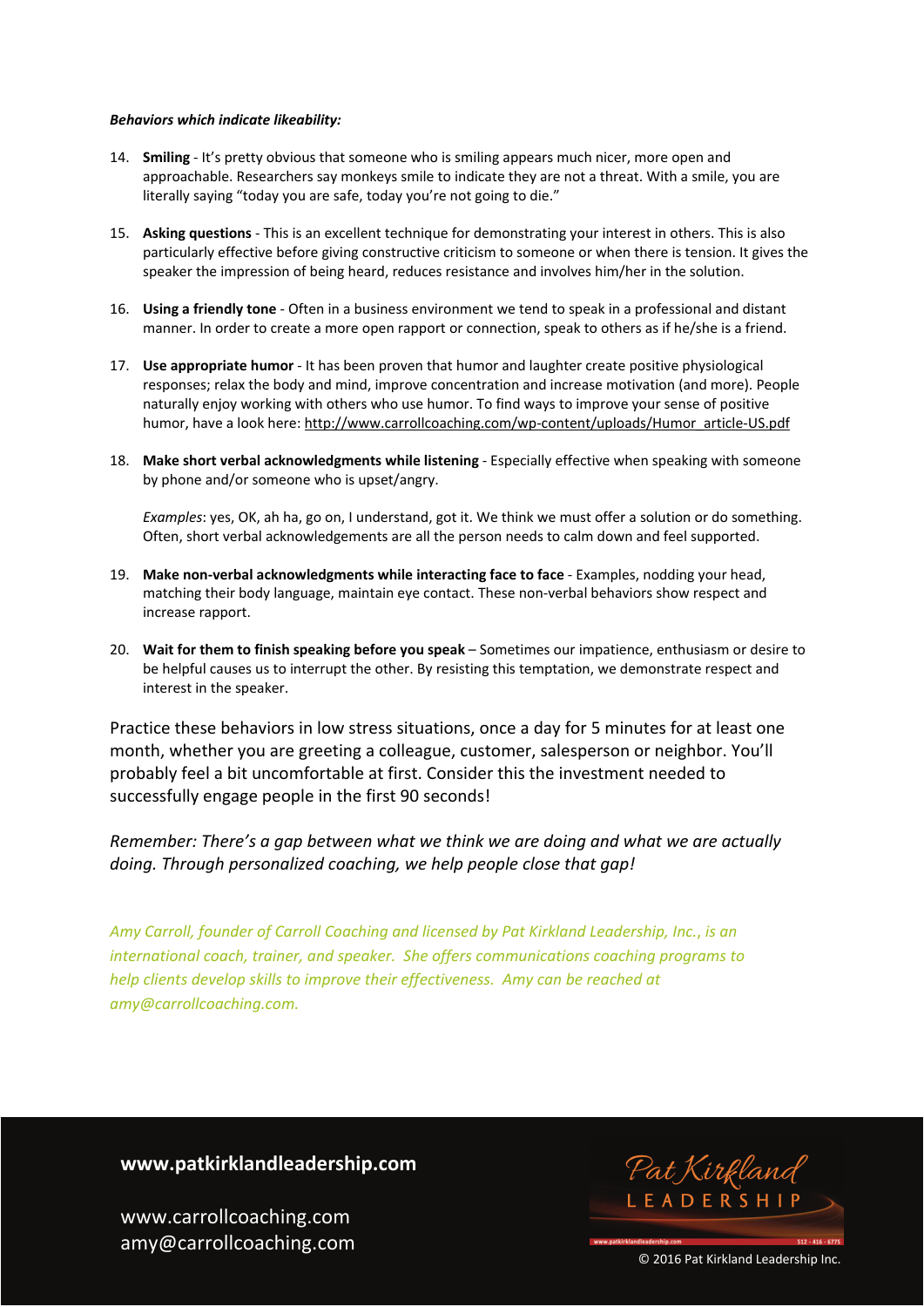***Behaviors which indicate likeability:***

14. **Smiling** - It's pretty obvious that someone who is smiling appears much nicer, more open and approachable. Researchers say monkeys smile to indicate they are not a threat. With a smile, you are literally saying "today you are safe, today you're not going to die."

15. **Asking questions** - This is an excellent technique for demonstrating your interest in others. This is also particularly effective before giving constructive criticism to someone or when there is tension. It gives the speaker the impression of being heard, reduces resistance and involves him/her in the solution.

16. **Using a friendly tone** - Often in a business environment we tend to speak in a professional and distant manner. In order to create a more open rapport or connection, speak to others as if he/she is a friend.

17. **Use appropriate humor** - It has been proven that humor and laughter create positive physiological responses; relax the body and mind, improve concentration and increase motivation (and more). People naturally enjoy working with others who use humor. To find ways to improve your sense of positive humor, have a look here: http://www.carrollcoaching.com/wp-content/uploads/Humor_article-US.pdf

18. **Make short verbal acknowledgments while listening** - Especially effective when speaking with someone by phone and/or someone who is upset/angry.

    *Examples*: yes, OK, ah ha, go on, I understand, got it. We think we must offer a solution or do something. Often, short verbal acknowledgements are all the person needs to calm down and feel supported.

19. **Make non-verbal acknowledgments while interacting face to face** - Examples, nodding your head, matching their body language, maintain eye contact. These non-verbal behaviors show respect and increase rapport.

20. **Wait for them to finish speaking before you speak** – Sometimes our impatience, enthusiasm or desire to be helpful causes us to interrupt the other. By resisting this temptation, we demonstrate respect and interest in the speaker.

Practice these behaviors in low stress situations, once a day for 5 minutes for at least one month, whether you are greeting a colleague, customer, salesperson or neighbor. You'll probably feel a bit uncomfortable at first. Consider this the investment needed to successfully engage people in the first 90 seconds!

*Remember: There's a gap between what we think we are doing and what we are actually doing. Through personalized coaching, we help people close that gap!*

*Amy Carroll, founder of Carroll Coaching and licensed by Pat Kirkland Leadership, Inc., is an international coach, trainer, and speaker. She offers communications coaching programs to help clients develop skills to improve their effectiveness. Amy can be reached at amy@carrollcoaching.com.*

**www.patkirklandleadership.com**

www.carrollcoaching.com
amy@carrollcoaching.com

Pat Kirkland
LEADERSHIP

© 2016 Pat Kirkland Leadership Inc.